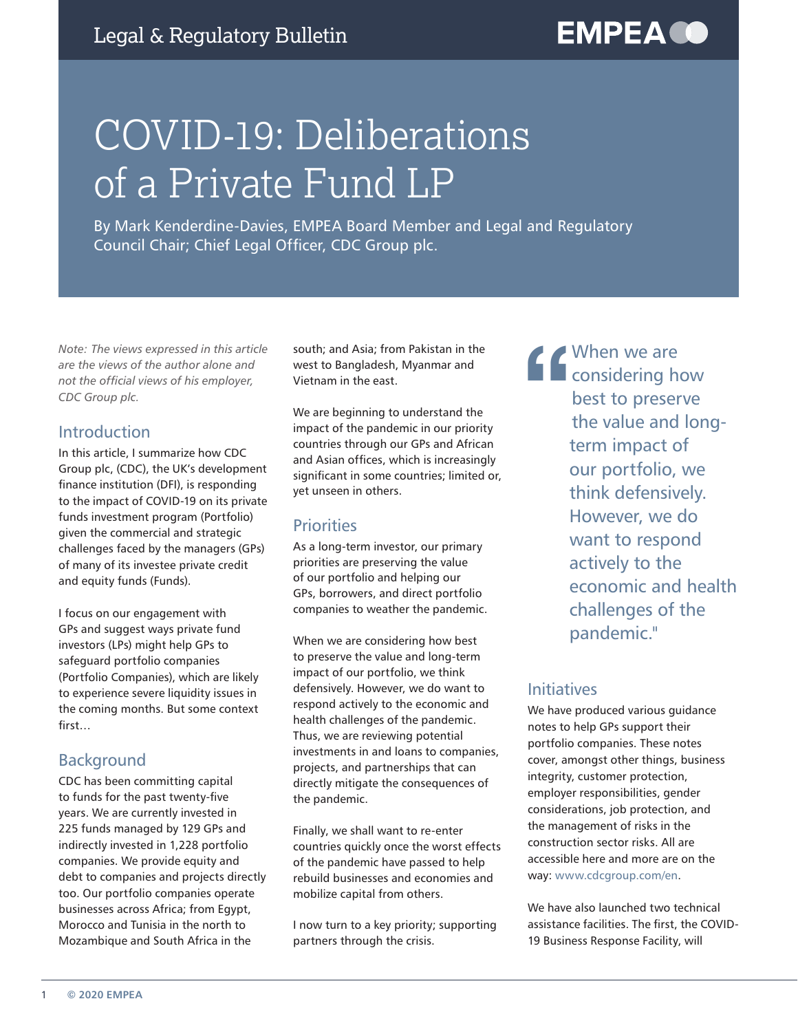# COVID-19: Deliberations of a Private Fund LP

By Mark Kenderdine-Davies, EMPEA Board Member and Legal and Regulatory Council Chair; Chief Legal Officer, CDC Group plc.

*Note: The views expressed in this article are the views of the author alone and not the official views of his employer, CDC Group plc.*

## Introduction

In this article, I summarize how CDC Group plc, (CDC), the UK's development finance institution (DFI), is responding to the impact of COVID-19 on its private funds investment program (Portfolio) given the commercial and strategic challenges faced by the managers (GPs) of many of its investee private credit and equity funds (Funds).

I focus on our engagement with GPs and suggest ways private fund investors (LPs) might help GPs to safeguard portfolio companies (Portfolio Companies), which are likely to experience severe liquidity issues in the coming months. But some context first…

## Background

CDC has been committing capital to funds for the past twenty-five years. We are currently invested in 225 funds managed by 129 GPs and indirectly invested in 1,228 portfolio companies. We provide equity and debt to companies and projects directly too. Our portfolio companies operate businesses across Africa; from Egypt, Morocco and Tunisia in the north to Mozambique and South Africa in the south; and Asia; from Pakistan in the west to Bangladesh, Myanmar and Vietnam in the east.

We are beginning to understand the impact of the pandemic in our priority countries through our GPs and African and Asian offices, which is increasingly significant in some countries; limited or, yet unseen in others.

## Priorities

As a long-term investor, our primary priorities are preserving the value of our portfolio and helping our GPs, borrowers, and direct portfolio companies to weather the pandemic.

When we are considering how best to preserve the value and long-term impact of our portfolio, we think defensively. However, we do want to respond actively to the economic and health challenges of the pandemic. Thus, we are reviewing potential investments in and loans to companies, projects, and partnerships that can directly mitigate the consequences of the pandemic.

Finally, we shall want to re-enter countries quickly once the worst effects of the pandemic have passed to help rebuild businesses and economies and mobilize capital from others.

I now turn to a key priority; supporting partners through the crisis.

> "When we are considering how best to preserve the value and long-term impact of our portfolio, we think defensively. However, we do want to respond actively to the economic and health challenges of the pandemic."

## Initiatives

We have produced various guidance notes to help GPs support their portfolio companies. These notes cover, amongst other things, business integrity, customer protection, employer responsibilities, gender considerations, job protection, and the management of risks in the construction sector risks. All are accessible here and more are on the way: www.cdcgroup.com/en.

We have also launched two technical assistance facilities. The first, the COVID-19 Business Response Facility, will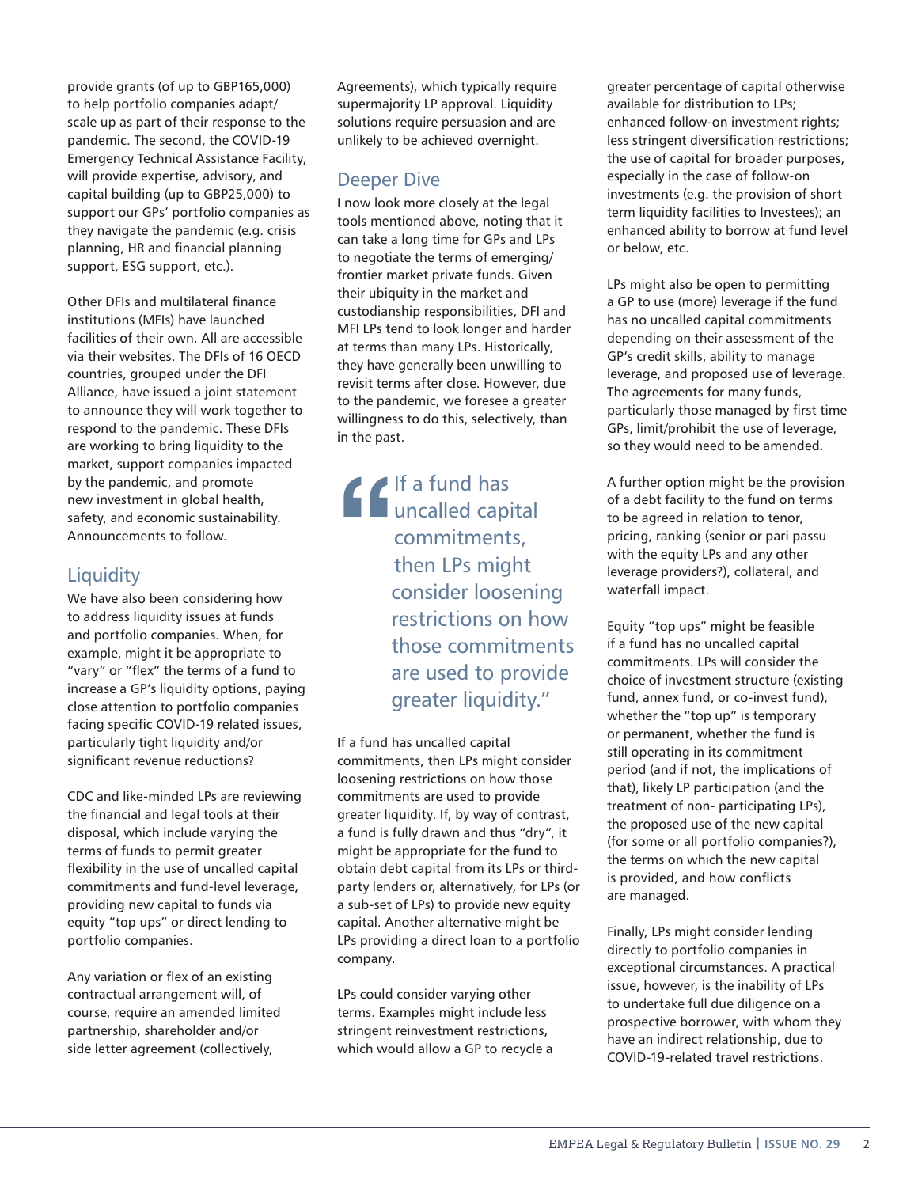provide grants (of up to GBP165,000) to help portfolio companies adapt/scale up as part of their response to the pandemic. The second, the COVID-19 Emergency Technical Assistance Facility, will provide expertise, advisory, and capital building (up to GBP25,000) to support our GPs' portfolio companies as they navigate the pandemic (e.g. crisis planning, HR and financial planning support, ESG support, etc.).

Other DFIs and multilateral finance institutions (MFIs) have launched facilities of their own. All are accessible via their websites. The DFIs of 16 OECD countries, grouped under the DFI Alliance, have issued a joint statement to announce they will work together to respond to the pandemic. These DFIs are working to bring liquidity to the market, support companies impacted by the pandemic, and promote new investment in global health, safety, and economic sustainability. Announcements to follow.

## Liquidity

We have also been considering how to address liquidity issues at funds and portfolio companies. When, for example, might it be appropriate to "vary" or "flex" the terms of a fund to increase a GP's liquidity options, paying close attention to portfolio companies facing specific COVID-19 related issues, particularly tight liquidity and/or significant revenue reductions?

CDC and like-minded LPs are reviewing the financial and legal tools at their disposal, which include varying the terms of funds to permit greater flexibility in the use of uncalled capital commitments and fund-level leverage, providing new capital to funds via equity "top ups" or direct lending to portfolio companies.

Any variation or flex of an existing contractual arrangement will, of course, require an amended limited partnership, shareholder and/or side letter agreement (collectively, Agreements), which typically require supermajority LP approval. Liquidity solutions require persuasion and are unlikely to be achieved overnight.

## Deeper Dive

I now look more closely at the legal tools mentioned above, noting that it can take a long time for GPs and LPs to negotiate the terms of emerging/frontier market private funds. Given their ubiquity in the market and custodianship responsibilities, DFI and MFI LPs tend to look longer and harder at terms than many LPs. Historically, they have generally been unwilling to revisit terms after close. However, due to the pandemic, we foresee a greater willingness to do this, selectively, than in the past.

> "If a fund has uncalled capital commitments, then LPs might consider loosening restrictions on how those commitments are used to provide greater liquidity."

If a fund has uncalled capital commitments, then LPs might consider loosening restrictions on how those commitments are used to provide greater liquidity. If, by way of contrast, a fund is fully drawn and thus "dry", it might be appropriate for the fund to obtain debt capital from its LPs or third-party lenders or, alternatively, for LPs (or a sub-set of LPs) to provide new equity capital. Another alternative might be LPs providing a direct loan to a portfolio company.

LPs could consider varying other terms. Examples might include less stringent reinvestment restrictions, which would allow a GP to recycle a greater percentage of capital otherwise available for distribution to LPs; enhanced follow-on investment rights; less stringent diversification restrictions; the use of capital for broader purposes, especially in the case of follow-on investments (e.g. the provision of short term liquidity facilities to Investees); an enhanced ability to borrow at fund level or below, etc.

LPs might also be open to permitting a GP to use (more) leverage if the fund has no uncalled capital commitments depending on their assessment of the GP's credit skills, ability to manage leverage, and proposed use of leverage. The agreements for many funds, particularly those managed by first time GPs, limit/prohibit the use of leverage, so they would need to be amended.

A further option might be the provision of a debt facility to the fund on terms to be agreed in relation to tenor, pricing, ranking (senior or pari passu with the equity LPs and any other leverage providers?), collateral, and waterfall impact.

Equity "top ups" might be feasible if a fund has no uncalled capital commitments. LPs will consider the choice of investment structure (existing fund, annex fund, or co-invest fund), whether the "top up" is temporary or permanent, whether the fund is still operating in its commitment period (and if not, the implications of that), likely LP participation (and the treatment of non- participating LPs), the proposed use of the new capital (for some or all portfolio companies?), the terms on which the new capital is provided, and how conflicts are managed.

Finally, LPs might consider lending directly to portfolio companies in exceptional circumstances. A practical issue, however, is the inability of LPs to undertake full due diligence on a prospective borrower, with whom they have an indirect relationship, due to COVID-19-related travel restrictions.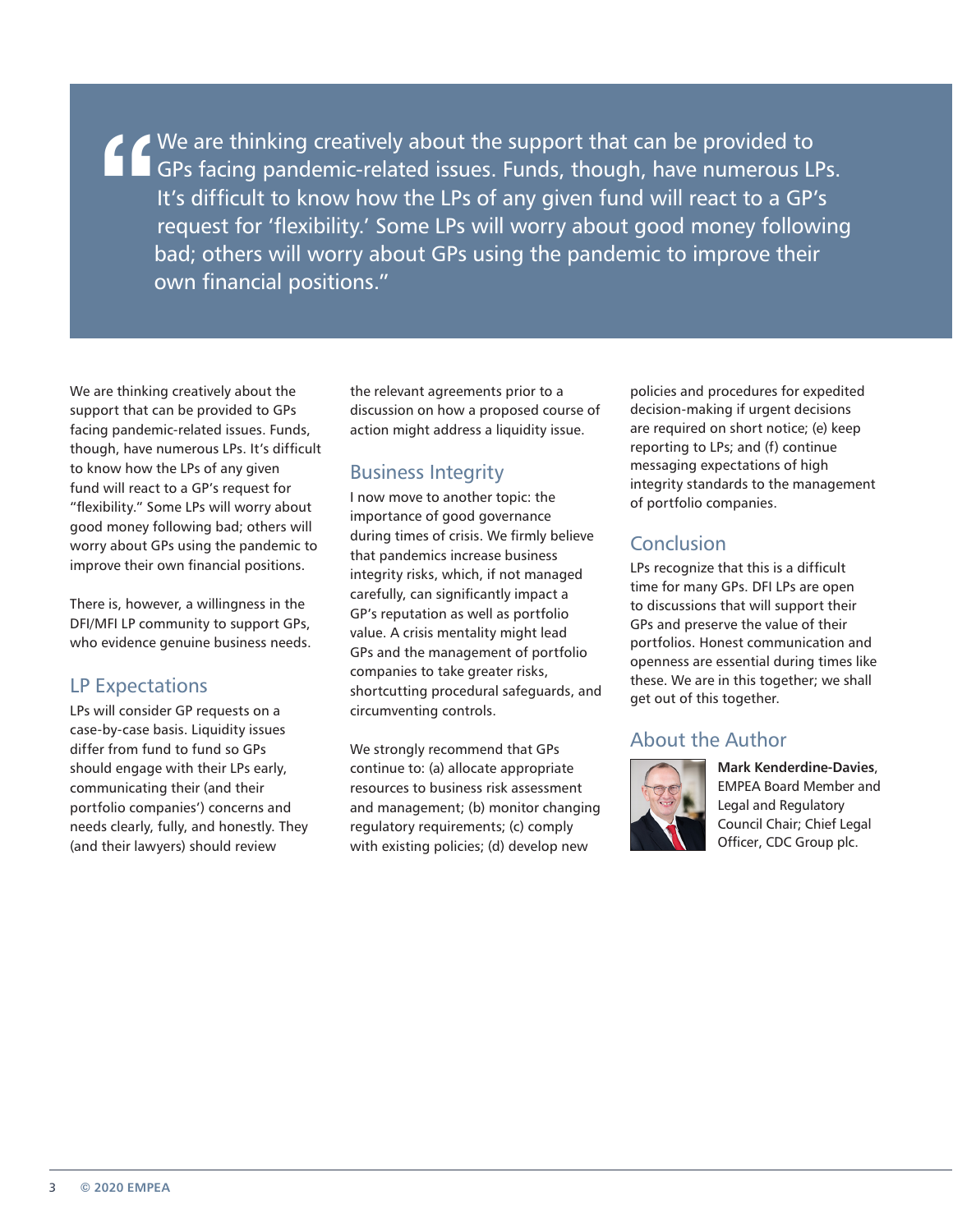> "We are thinking creatively about the support that can be provided to GPs facing pandemic-related issues. Funds, though, have numerous LPs. It's difficult to know how the LPs of any given fund will react to a GP's request for 'flexibility.' Some LPs will worry about good money following bad; others will worry about GPs using the pandemic to improve their own financial positions."

We are thinking creatively about the support that can be provided to GPs facing pandemic-related issues. Funds, though, have numerous LPs. It's difficult to know how the LPs of any given fund will react to a GP's request for "flexibility." Some LPs will worry about good money following bad; others will worry about GPs using the pandemic to improve their own financial positions.

There is, however, a willingness in the DFI/MFI LP community to support GPs, who evidence genuine business needs.

## LP Expectations

LPs will consider GP requests on a case-by-case basis. Liquidity issues differ from fund to fund so GPs should engage with their LPs early, communicating their (and their portfolio companies') concerns and needs clearly, fully, and honestly. They (and their lawyers) should review the relevant agreements prior to a discussion on how a proposed course of action might address a liquidity issue.

## Business Integrity

I now move to another topic: the importance of good governance during times of crisis. We firmly believe that pandemics increase business integrity risks, which, if not managed carefully, can significantly impact a GP's reputation as well as portfolio value. A crisis mentality might lead GPs and the management of portfolio companies to take greater risks, shortcutting procedural safeguards, and circumventing controls.

We strongly recommend that GPs continue to: (a) allocate appropriate resources to business risk assessment and management; (b) monitor changing regulatory requirements; (c) comply with existing policies; (d) develop new policies and procedures for expedited decision-making if urgent decisions are required on short notice; (e) keep reporting to LPs; and (f) continue messaging expectations of high integrity standards to the management of portfolio companies.

## Conclusion

LPs recognize that this is a difficult time for many GPs. DFI LPs are open to discussions that will support their GPs and preserve the value of their portfolios. Honest communication and openness are essential during times like these. We are in this together; we shall get out of this together.

## About the Author

**Mark Kenderdine-Davies**, EMPEA Board Member and Legal and Regulatory Council Chair; Chief Legal Officer, CDC Group plc.

© 2020 EMPEA